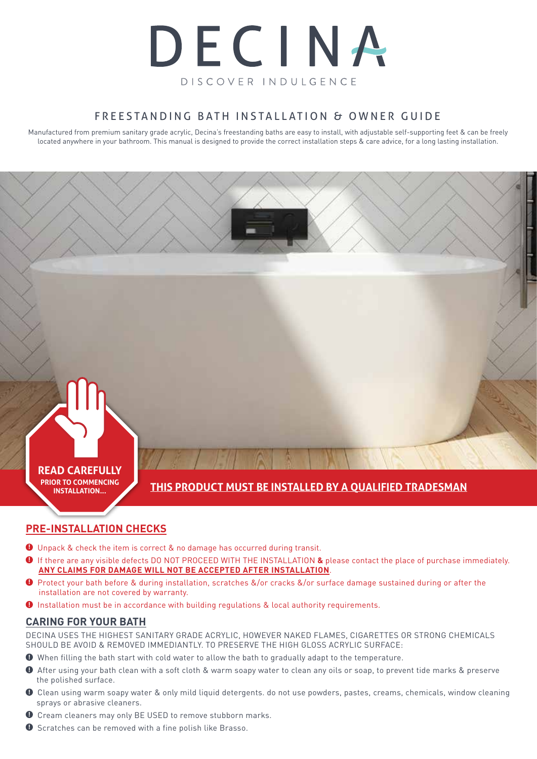# DECINA

DISCOVER INDULGENCE

## FREESTANDING BATH INSTALLATION & OWNER GUIDE

Manufactured from premium sanitary grade acrylic, Decina's freestanding baths are easy to install, with adjustable self-supporting feet & can be freely located anywhere in your bathroom. This manual is designed to provide the correct installation steps & care advice, for a long lasting installation.

**READ CAREFULLY**
**PRIOR TO COMMENCING INSTALLATION...**

**THIS PRODUCT MUST BE INSTALLED BY A QUALIFIED TRADESMAN**

## PRE-INSTALLATION CHECKS

- Unpack & check the item is correct & no damage has occurred during transit.
- If there are any visible defects DO NOT PROCEED WITH THE INSTALLATION **&** please contact the place of purchase immediately. **ANY CLAIMS FOR DAMAGE WILL NOT BE ACCEPTED AFTER INSTALLATION**.
- Protect your bath before & during installation, scratches &/or cracks &/or surface damage sustained during or after the installation are not covered by warranty.
- Installation must be in accordance with building regulations & local authority requirements.

## CARING FOR YOUR BATH

DECINA USES THE HIGHEST SANITARY GRADE ACRYLIC, HOWEVER NAKED FLAMES, CIGARETTES OR STRONG CHEMICALS SHOULD BE AVOID & REMOVED IMMEDIANTLY. TO PRESERVE THE HIGH GLOSS ACRYLIC SURFACE:

- When filling the bath start with cold water to allow the bath to gradually adapt to the temperature.
- After using your bath clean with a soft cloth & warm soapy water to clean any oils or soap, to prevent tide marks & preserve the polished surface.
- Clean using warm soapy water & only mild liquid detergents. do not use powders, pastes, creams, chemicals, window cleaning sprays or abrasive cleaners.
- Cream cleaners may only BE USED to remove stubborn marks.
- Scratches can be removed with a fine polish like Brasso.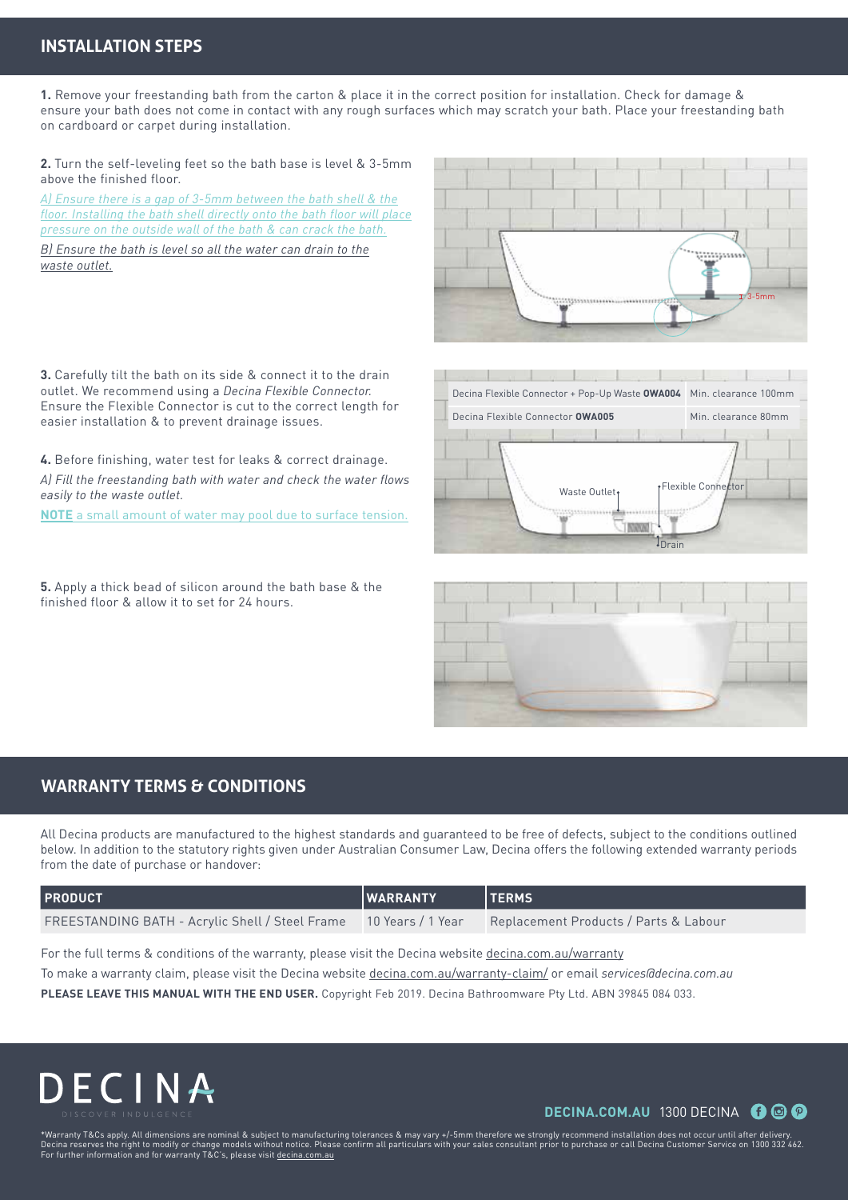## INSTALLATION STEPS

**1.** Remove your freestanding bath from the carton & place it in the correct position for installation. Check for damage & ensure your bath does not come in contact with any rough surfaces which may scratch your bath. Place your freestanding bath on cardboard or carpet during installation.

**2.** Turn the self-leveling feet so the bath base is level & 3-5mm above the finished floor.

*A) Ensure there is a gap of 3-5mm between the bath shell & the floor. Installing the bath shell directly onto the bath floor will place pressure on the outside wall of the bath & can crack the bath.*

*B) Ensure the bath is level so all the water can drain to the waste outlet.*

3-5mm

**3.** Carefully tilt the bath on its side & connect it to the drain outlet. We recommend using a *Decina Flexible Connector.* Ensure the Flexible Connector is cut to the correct length for easier installation & to prevent drainage issues.

| | |
|---|---|
| Decina Flexible Connector + Pop-Up Waste **OWA004** | Min. clearance 100mm |
| Decina Flexible Connector **OWA005** | Min. clearance 80mm |

Waste Outlet

Flexible Connector

Drain

**4.** Before finishing, water test for leaks & correct drainage.

*A) Fill the freestanding bath with water and check the water flows easily to the waste outlet.*

**NOTE** a small amount of water may pool due to surface tension.

**5.** Apply a thick bead of silicon around the bath base & the finished floor & allow it to set for 24 hours.

## WARRANTY TERMS & CONDITIONS

All Decina products are manufactured to the highest standards and guaranteed to be free of defects, subject to the conditions outlined below. In addition to the statutory rights given under Australian Consumer Law, Decina offers the following extended warranty periods from the date of purchase or handover:

| PRODUCT | WARRANTY | TERMS |
|---|---|---|
| FREESTANDING BATH - Acrylic Shell / Steel Frame | 10 Years / 1 Year | Replacement Products / Parts & Labour |

For the full terms & conditions of the warranty, please visit the Decina website decina.com.au/warranty

To make a warranty claim, please visit the Decina website decina.com.au/warranty-claim/ or email *services@decina.com.au*

**PLEASE LEAVE THIS MANUAL WITH THE END USER.** Copyright Feb 2019. Decina Bathroomware Pty Ltd. ABN 39845 084 033.

DECINA

DISCOVER INDULGENCE

**DECINA.COM.AU** 1300 DECINA

*Warranty T&Cs apply. All dimensions are nominal & subject to manufacturing tolerances & may vary +/-5mm therefore we strongly recommend installation does not occur until after delivery. Decina reserves the right to modify or change models without notice. Please confirm all particulars with your sales consultant prior to purchase or call Decina Customer Service on 1300 332 462. For further information and for warranty T&C's, please visit decina.com.au